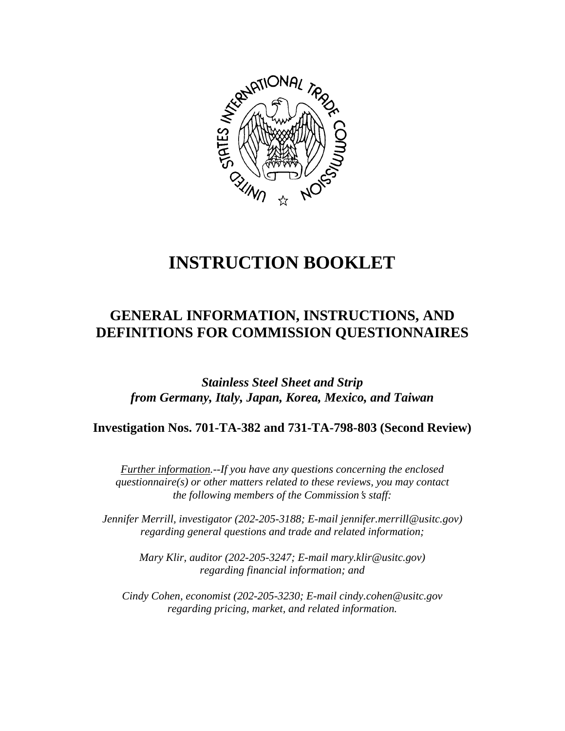# INSTRUCTION BOOKLET

## GENERAL INFORMATION, INSTRUCTIONS, AND DEFINITIONS FOR COMMISSION QUESTIONNAIRES

***Stainless Steel Sheet and Strip from Germany, Italy, Japan, Korea, Mexico, and Taiwan***

**Investigation Nos. 701-TA-382 and 731-TA-798-803 (Second Review)**

*Further information.--If you have any questions concerning the enclosed questionnaire(s) or other matters related to these reviews, you may contact the following members of the Commission's staff:*

*Jennifer Merrill, investigator (202-205-3188; E-mail jennifer.merrill@usitc.gov) regarding general questions and trade and related information;*

*Mary Klir, auditor (202-205-3247; E-mail mary.klir@usitc.gov) regarding financial information; and*

*Cindy Cohen, economist (202-205-3230; E-mail cindy.cohen@usitc.gov regarding pricing, market, and related information.*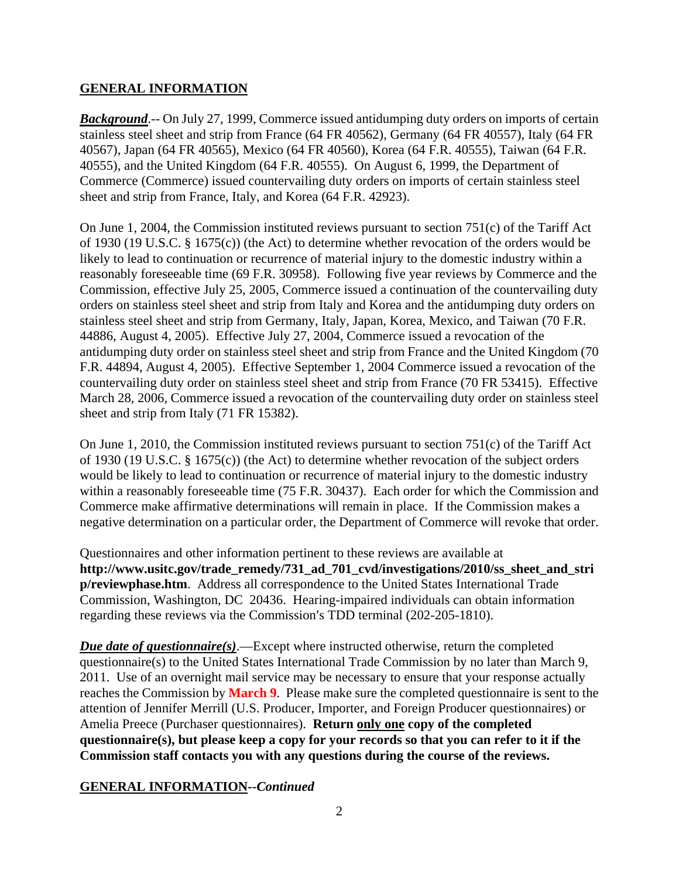## GENERAL INFORMATION

***Background***.-- On July 27, 1999, Commerce issued antidumping duty orders on imports of certain stainless steel sheet and strip from France (64 FR 40562), Germany (64 FR 40557), Italy (64 FR 40567), Japan (64 FR 40565), Mexico (64 FR 40560), Korea (64 F.R. 40555), Taiwan (64 F.R. 40555), and the United Kingdom (64 F.R. 40555). On August 6, 1999, the Department of Commerce (Commerce) issued countervailing duty orders on imports of certain stainless steel sheet and strip from France, Italy, and Korea (64 F.R. 42923).

On June 1, 2004, the Commission instituted reviews pursuant to section 751(c) of the Tariff Act of 1930 (19 U.S.C. § 1675(c)) (the Act) to determine whether revocation of the orders would be likely to lead to continuation or recurrence of material injury to the domestic industry within a reasonably foreseeable time (69 F.R. 30958). Following five year reviews by Commerce and the Commission, effective July 25, 2005, Commerce issued a continuation of the countervailing duty orders on stainless steel sheet and strip from Italy and Korea and the antidumping duty orders on stainless steel sheet and strip from Germany, Italy, Japan, Korea, Mexico, and Taiwan (70 F.R. 44886, August 4, 2005). Effective July 27, 2004, Commerce issued a revocation of the antidumping duty order on stainless steel sheet and strip from France and the United Kingdom (70 F.R. 44894, August 4, 2005). Effective September 1, 2004 Commerce issued a revocation of the countervailing duty order on stainless steel sheet and strip from France (70 FR 53415). Effective March 28, 2006, Commerce issued a revocation of the countervailing duty order on stainless steel sheet and strip from Italy (71 FR 15382).

On June 1, 2010, the Commission instituted reviews pursuant to section 751(c) of the Tariff Act of 1930 (19 U.S.C. § 1675(c)) (the Act) to determine whether revocation of the subject orders would be likely to lead to continuation or recurrence of material injury to the domestic industry within a reasonably foreseeable time (75 F.R. 30437). Each order for which the Commission and Commerce make affirmative determinations will remain in place. If the Commission makes a negative determination on a particular order, the Department of Commerce will revoke that order.

Questionnaires and other information pertinent to these reviews are available at **http://www.usitc.gov/trade_remedy/731_ad_701_cvd/investigations/2010/ss_sheet_and_strip/reviewphase.htm**. Address all correspondence to the United States International Trade Commission, Washington, DC 20436. Hearing-impaired individuals can obtain information regarding these reviews via the Commission's TDD terminal (202-205-1810).

***Due date of questionnaire(s)***.—Except where instructed otherwise, return the completed questionnaire(s) to the United States International Trade Commission by no later than March 9, 2011. Use of an overnight mail service may be necessary to ensure that your response actually reaches the Commission by **March 9**. Please make sure the completed questionnaire is sent to the attention of Jennifer Merrill (U.S. Producer, Importer, and Foreign Producer questionnaires) or Amelia Preece (Purchaser questionnaires). **Return only one copy of the completed questionnaire(s), but please keep a copy for your records so that you can refer to it if the Commission staff contacts you with any questions during the course of the reviews.**

## GENERAL INFORMATION--*Continued*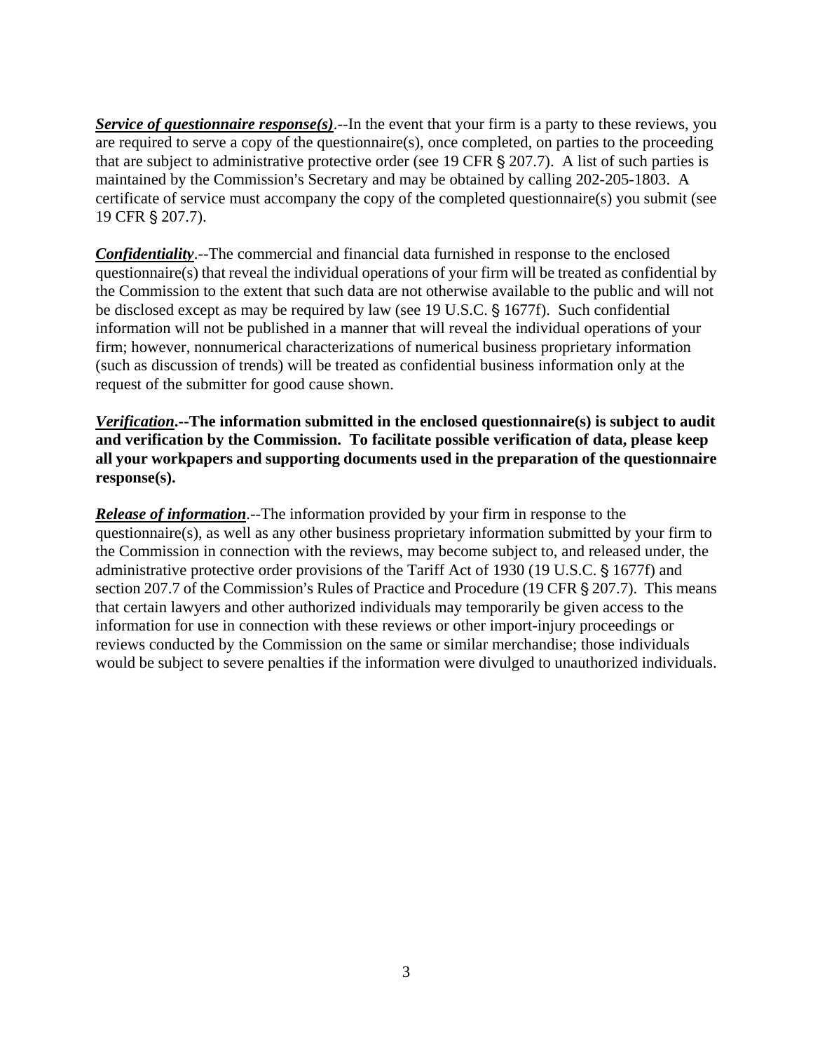***Service of questionnaire response(s)***.--In the event that your firm is a party to these reviews, you are required to serve a copy of the questionnaire(s), once completed, on parties to the proceeding that are subject to administrative protective order (see 19 CFR § 207.7). A list of such parties is maintained by the Commission's Secretary and may be obtained by calling 202-205-1803. A certificate of service must accompany the copy of the completed questionnaire(s) you submit (see 19 CFR § 207.7).

***Confidentiality***.--The commercial and financial data furnished in response to the enclosed questionnaire(s) that reveal the individual operations of your firm will be treated as confidential by the Commission to the extent that such data are not otherwise available to the public and will not be disclosed except as may be required by law (see 19 U.S.C. § 1677f). Such confidential information will not be published in a manner that will reveal the individual operations of your firm; however, nonnumerical characterizations of numerical business proprietary information (such as discussion of trends) will be treated as confidential business information only at the request of the submitter for good cause shown.

***Verification*.--The information submitted in the enclosed questionnaire(s) is subject to audit and verification by the Commission. To facilitate possible verification of data, please keep all your workpapers and supporting documents used in the preparation of the questionnaire response(s).**

***Release of information***.--The information provided by your firm in response to the questionnaire(s), as well as any other business proprietary information submitted by your firm to the Commission in connection with the reviews, may become subject to, and released under, the administrative protective order provisions of the Tariff Act of 1930 (19 U.S.C. § 1677f) and section 207.7 of the Commission's Rules of Practice and Procedure (19 CFR § 207.7). This means that certain lawyers and other authorized individuals may temporarily be given access to the information for use in connection with these reviews or other import-injury proceedings or reviews conducted by the Commission on the same or similar merchandise; those individuals would be subject to severe penalties if the information were divulged to unauthorized individuals.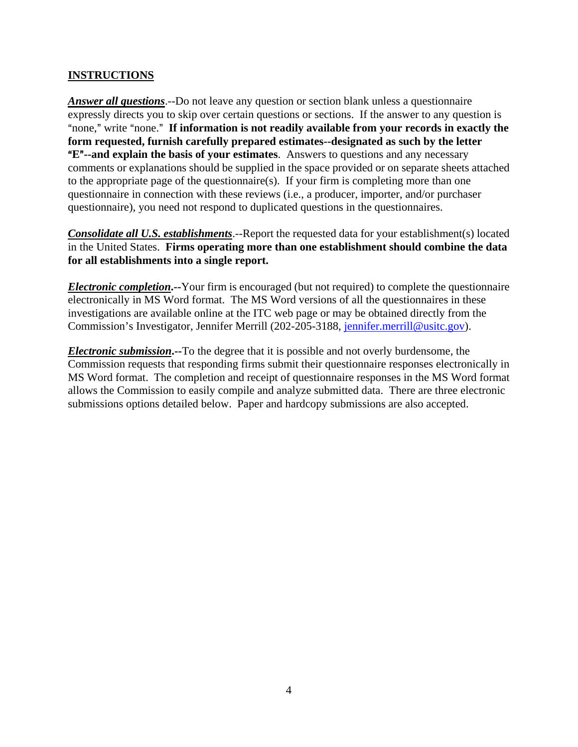## INSTRUCTIONS

***Answer all questions***.--Do not leave any question or section blank unless a questionnaire expressly directs you to skip over certain questions or sections. If the answer to any question is "none," write "none." **If information is not readily available from your records in exactly the form requested, furnish carefully prepared estimates--designated as such by the letter "E"--and explain the basis of your estimates**. Answers to questions and any necessary comments or explanations should be supplied in the space provided or on separate sheets attached to the appropriate page of the questionnaire(s). If your firm is completing more than one questionnaire in connection with these reviews (i.e., a producer, importer, and/or purchaser questionnaire), you need not respond to duplicated questions in the questionnaires.

***Consolidate all U.S. establishments***.--Report the requested data for your establishment(s) located in the United States. **Firms operating more than one establishment should combine the data for all establishments into a single report.**

***Electronic completion*.--**Your firm is encouraged (but not required) to complete the questionnaire electronically in MS Word format. The MS Word versions of all the questionnaires in these investigations are available online at the ITC web page or may be obtained directly from the Commission's Investigator, Jennifer Merrill (202-205-3188, jennifer.merrill@usitc.gov).

***Electronic submission*.--**To the degree that it is possible and not overly burdensome, the Commission requests that responding firms submit their questionnaire responses electronically in MS Word format. The completion and receipt of questionnaire responses in the MS Word format allows the Commission to easily compile and analyze submitted data. There are three electronic submissions options detailed below. Paper and hardcopy submissions are also accepted.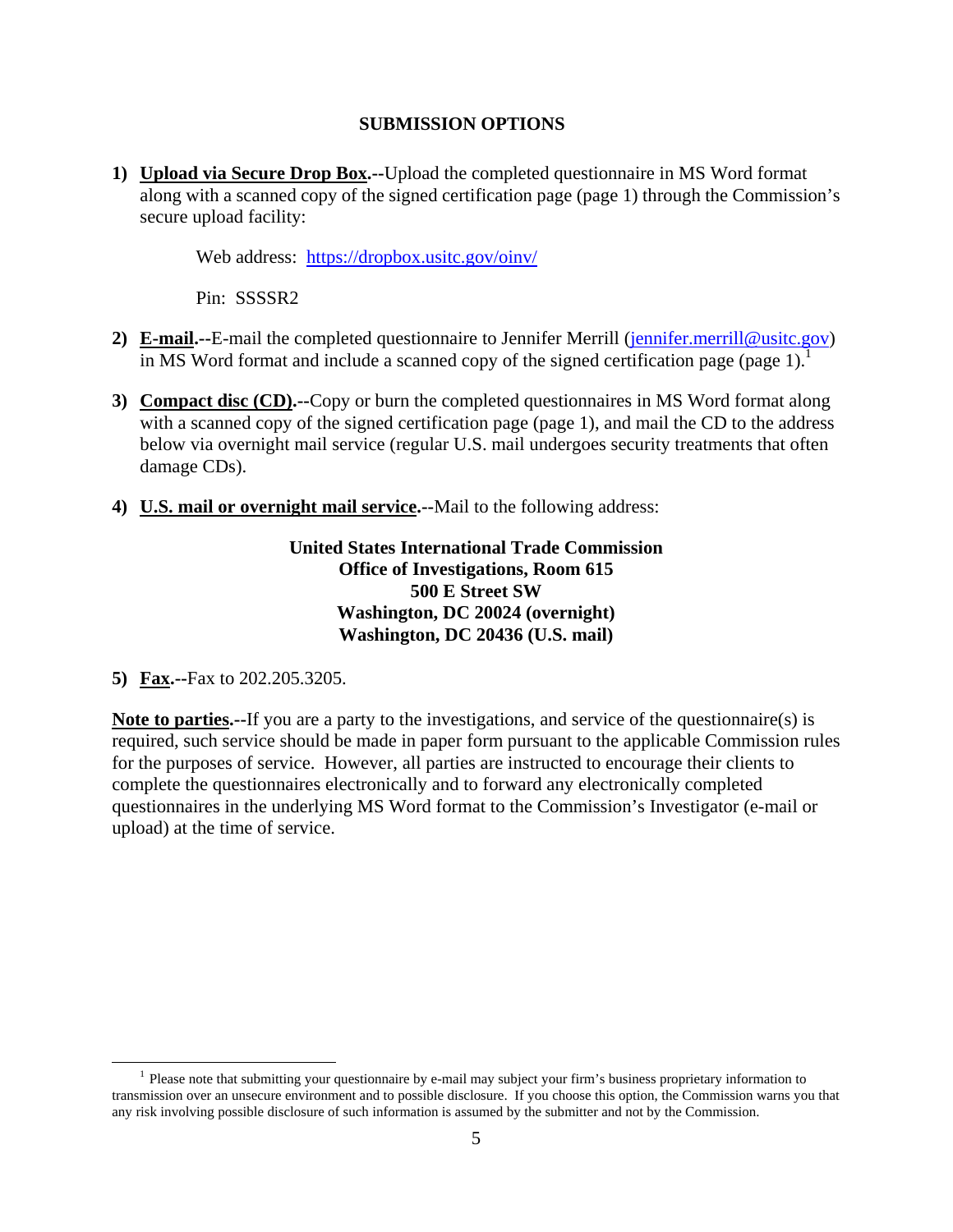## SUBMISSION OPTIONS

1) **Upload via Secure Drop Box.--**Upload the completed questionnaire in MS Word format along with a scanned copy of the signed certification page (page 1) through the Commission's secure upload facility:

   Web address: https://dropbox.usitc.gov/oinv/

   Pin: SSSSR2

2) **E-mail.--**E-mail the completed questionnaire to Jennifer Merrill (jennifer.merrill@usitc.gov) in MS Word format and include a scanned copy of the signed certification page (page 1).[1]

3) **Compact disc (CD).--**Copy or burn the completed questionnaires in MS Word format along with a scanned copy of the signed certification page (page 1), and mail the CD to the address below via overnight mail service (regular U.S. mail undergoes security treatments that often damage CDs).

4) **U.S. mail or overnight mail service.--**Mail to the following address:

**United States International Trade Commission**
**Office of Investigations, Room 615**
**500 E Street SW**
**Washington, DC 20024 (overnight)**
**Washington, DC 20436 (U.S. mail)**

5) **Fax.--**Fax to 202.205.3205.

**Note to parties.--**If you are a party to the investigations, and service of the questionnaire(s) is required, such service should be made in paper form pursuant to the applicable Commission rules for the purposes of service. However, all parties are instructed to encourage their clients to complete the questionnaires electronically and to forward any electronically completed questionnaires in the underlying MS Word format to the Commission's Investigator (e-mail or upload) at the time of service.

[1] Please note that submitting your questionnaire by e-mail may subject your firm's business proprietary information to transmission over an unsecure environment and to possible disclosure. If you choose this option, the Commission warns you that any risk involving possible disclosure of such information is assumed by the submitter and not by the Commission.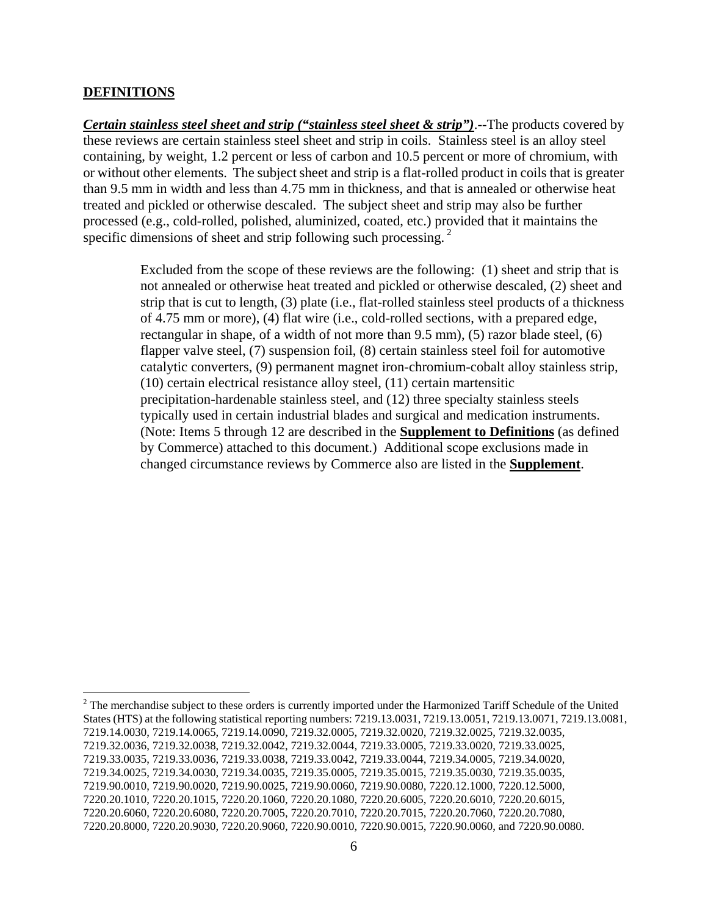**DEFINITIONS**

***Certain stainless steel sheet and strip ("stainless steel sheet & strip")***.--The products covered by these reviews are certain stainless steel sheet and strip in coils. Stainless steel is an alloy steel containing, by weight, 1.2 percent or less of carbon and 10.5 percent or more of chromium, with or without other elements. The subject sheet and strip is a flat-rolled product in coils that is greater than 9.5 mm in width and less than 4.75 mm in thickness, and that is annealed or otherwise heat treated and pickled or otherwise descaled. The subject sheet and strip may also be further processed (e.g., cold-rolled, polished, aluminized, coated, etc.) provided that it maintains the specific dimensions of sheet and strip following such processing.[2]

> Excluded from the scope of these reviews are the following: (1) sheet and strip that is not annealed or otherwise heat treated and pickled or otherwise descaled, (2) sheet and strip that is cut to length, (3) plate (i.e., flat-rolled stainless steel products of a thickness of 4.75 mm or more), (4) flat wire (i.e., cold-rolled sections, with a prepared edge, rectangular in shape, of a width of not more than 9.5 mm), (5) razor blade steel, (6) flapper valve steel, (7) suspension foil, (8) certain stainless steel foil for automotive catalytic converters, (9) permanent magnet iron-chromium-cobalt alloy stainless strip, (10) certain electrical resistance alloy steel, (11) certain martensitic precipitation-hardenable stainless steel, and (12) three specialty stainless steels typically used in certain industrial blades and surgical and medication instruments. (Note: Items 5 through 12 are described in the **Supplement to Definitions** (as defined by Commerce) attached to this document.) Additional scope exclusions made in changed circumstance reviews by Commerce also are listed in the **Supplement**.

[2] The merchandise subject to these orders is currently imported under the Harmonized Tariff Schedule of the United States (HTS) at the following statistical reporting numbers: 7219.13.0031, 7219.13.0051, 7219.13.0071, 7219.13.0081, 7219.14.0030, 7219.14.0065, 7219.14.0090, 7219.32.0005, 7219.32.0020, 7219.32.0025, 7219.32.0035, 7219.32.0036, 7219.32.0038, 7219.32.0042, 7219.32.0044, 7219.33.0005, 7219.33.0020, 7219.33.0025, 7219.33.0035, 7219.33.0036, 7219.33.0038, 7219.33.0042, 7219.33.0044, 7219.34.0005, 7219.34.0020, 7219.34.0025, 7219.34.0030, 7219.34.0035, 7219.35.0005, 7219.35.0015, 7219.35.0030, 7219.35.0035, 7219.90.0010, 7219.90.0020, 7219.90.0025, 7219.90.0060, 7219.90.0080, 7220.12.1000, 7220.12.5000, 7220.20.1010, 7220.20.1015, 7220.20.1060, 7220.20.1080, 7220.20.6005, 7220.20.6010, 7220.20.6015, 7220.20.6060, 7220.20.6080, 7220.20.7005, 7220.20.7010, 7220.20.7015, 7220.20.7060, 7220.20.7080, 7220.20.8000, 7220.20.9030, 7220.20.9060, 7220.90.0010, 7220.90.0015, 7220.90.0060, and 7220.90.0080.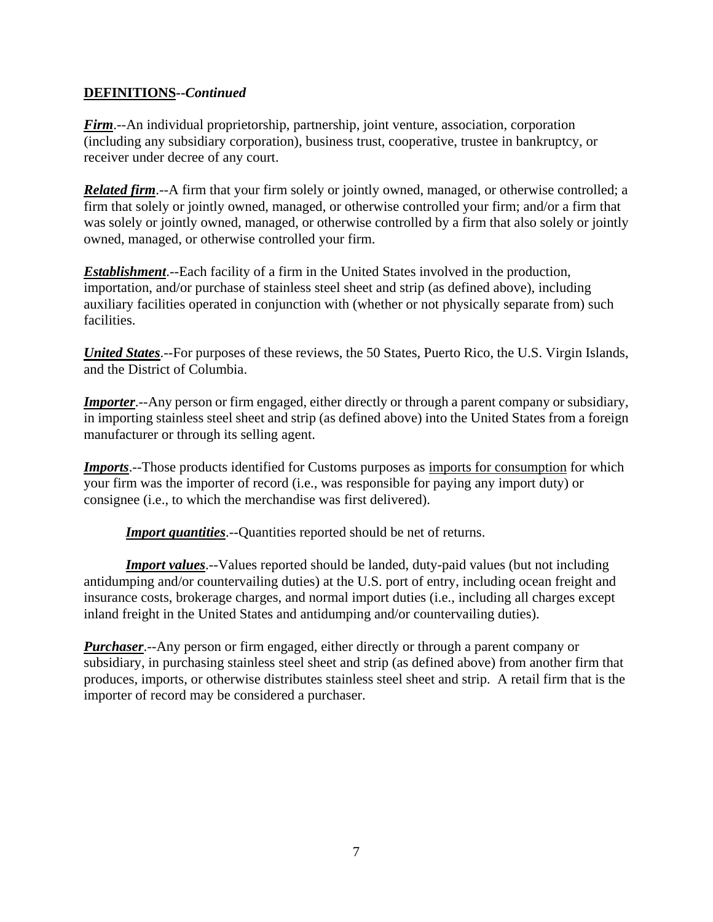**DEFINITIONS--*Continued***

***Firm***.--An individual proprietorship, partnership, joint venture, association, corporation (including any subsidiary corporation), business trust, cooperative, trustee in bankruptcy, or receiver under decree of any court.

***Related firm***.--A firm that your firm solely or jointly owned, managed, or otherwise controlled; a firm that solely or jointly owned, managed, or otherwise controlled your firm; and/or a firm that was solely or jointly owned, managed, or otherwise controlled by a firm that also solely or jointly owned, managed, or otherwise controlled your firm.

***Establishment***.--Each facility of a firm in the United States involved in the production, importation, and/or purchase of stainless steel sheet and strip (as defined above), including auxiliary facilities operated in conjunction with (whether or not physically separate from) such facilities.

***United States***.--For purposes of these reviews, the 50 States, Puerto Rico, the U.S. Virgin Islands, and the District of Columbia.

***Importer***.--Any person or firm engaged, either directly or through a parent company or subsidiary, in importing stainless steel sheet and strip (as defined above) into the United States from a foreign manufacturer or through its selling agent.

***Imports***.--Those products identified for Customs purposes as imports for consumption for which your firm was the importer of record (i.e., was responsible for paying any import duty) or consignee (i.e., to which the merchandise was first delivered).

***Import quantities***.--Quantities reported should be net of returns.

***Import values***.--Values reported should be landed, duty-paid values (but not including antidumping and/or countervailing duties) at the U.S. port of entry, including ocean freight and insurance costs, brokerage charges, and normal import duties (i.e., including all charges except inland freight in the United States and antidumping and/or countervailing duties).

***Purchaser***.--Any person or firm engaged, either directly or through a parent company or subsidiary, in purchasing stainless steel sheet and strip (as defined above) from another firm that produces, imports, or otherwise distributes stainless steel sheet and strip. A retail firm that is the importer of record may be considered a purchaser.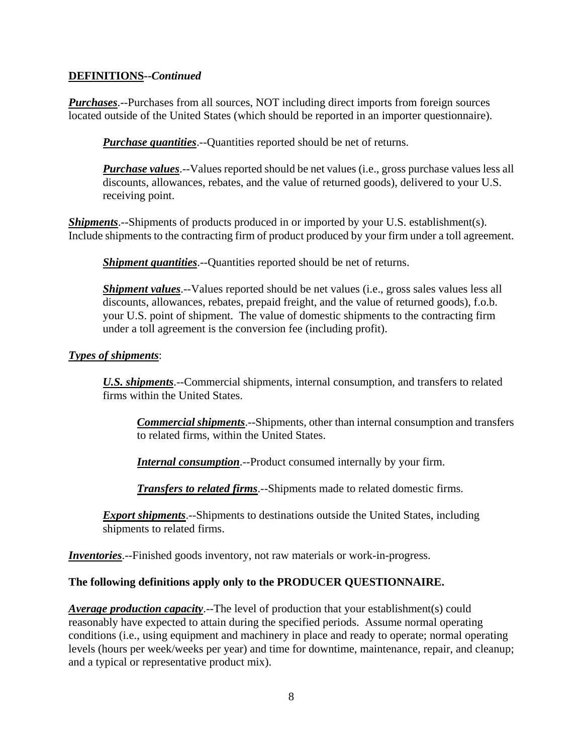**DEFINITIONS--*Continued***

***Purchases***.--Purchases from all sources, NOT including direct imports from foreign sources located outside of the United States (which should be reported in an importer questionnaire).

> ***Purchase quantities***.--Quantities reported should be net of returns.
>
> ***Purchase values***.--Values reported should be net values (i.e., gross purchase values less all discounts, allowances, rebates, and the value of returned goods), delivered to your U.S. receiving point.

***Shipments***.--Shipments of products produced in or imported by your U.S. establishment(s). Include shipments to the contracting firm of product produced by your firm under a toll agreement.

> ***Shipment quantities***.--Quantities reported should be net of returns.
>
> ***Shipment values***.--Values reported should be net values (i.e., gross sales values less all discounts, allowances, rebates, prepaid freight, and the value of returned goods), f.o.b. your U.S. point of shipment. The value of domestic shipments to the contracting firm under a toll agreement is the conversion fee (including profit).

***Types of shipments***:

> ***U.S. shipments***.--Commercial shipments, internal consumption, and transfers to related firms within the United States.
>
> > ***Commercial shipments***.--Shipments, other than internal consumption and transfers to related firms, within the United States.
> >
> > ***Internal consumption***.--Product consumed internally by your firm.
> >
> > ***Transfers to related firms***.--Shipments made to related domestic firms.
>
> ***Export shipments***.--Shipments to destinations outside the United States, including shipments to related firms.

***Inventories***.--Finished goods inventory, not raw materials or work-in-progress.

**The following definitions apply only to the PRODUCER QUESTIONNAIRE.**

***Average production capacity***.--The level of production that your establishment(s) could reasonably have expected to attain during the specified periods. Assume normal operating conditions (i.e., using equipment and machinery in place and ready to operate; normal operating levels (hours per week/weeks per year) and time for downtime, maintenance, repair, and cleanup; and a typical or representative product mix).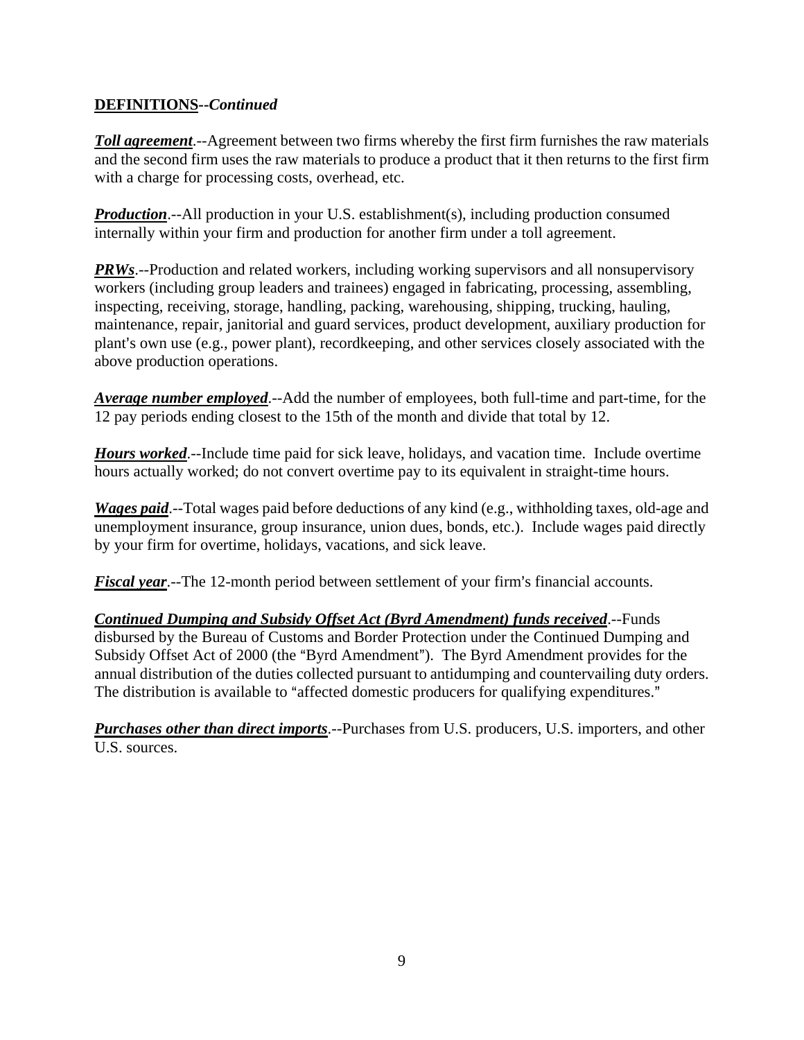**DEFINITIONS**--*Continued*

***Toll agreement***.--Agreement between two firms whereby the first firm furnishes the raw materials and the second firm uses the raw materials to produce a product that it then returns to the first firm with a charge for processing costs, overhead, etc.

***Production***.--All production in your U.S. establishment(s), including production consumed internally within your firm and production for another firm under a toll agreement.

***PRWs***.--Production and related workers, including working supervisors and all nonsupervisory workers (including group leaders and trainees) engaged in fabricating, processing, assembling, inspecting, receiving, storage, handling, packing, warehousing, shipping, trucking, hauling, maintenance, repair, janitorial and guard services, product development, auxiliary production for plant's own use (e.g., power plant), recordkeeping, and other services closely associated with the above production operations.

***Average number employed***.--Add the number of employees, both full-time and part-time, for the 12 pay periods ending closest to the 15th of the month and divide that total by 12.

***Hours worked***.--Include time paid for sick leave, holidays, and vacation time. Include overtime hours actually worked; do not convert overtime pay to its equivalent in straight-time hours.

***Wages paid***.--Total wages paid before deductions of any kind (e.g., withholding taxes, old-age and unemployment insurance, group insurance, union dues, bonds, etc.). Include wages paid directly by your firm for overtime, holidays, vacations, and sick leave.

***Fiscal year***.--The 12-month period between settlement of your firm's financial accounts.

***Continued Dumping and Subsidy Offset Act (Byrd Amendment) funds received***.--Funds disbursed by the Bureau of Customs and Border Protection under the Continued Dumping and Subsidy Offset Act of 2000 (the "Byrd Amendment"). The Byrd Amendment provides for the annual distribution of the duties collected pursuant to antidumping and countervailing duty orders. The distribution is available to "affected domestic producers for qualifying expenditures."

***Purchases other than direct imports***.--Purchases from U.S. producers, U.S. importers, and other U.S. sources.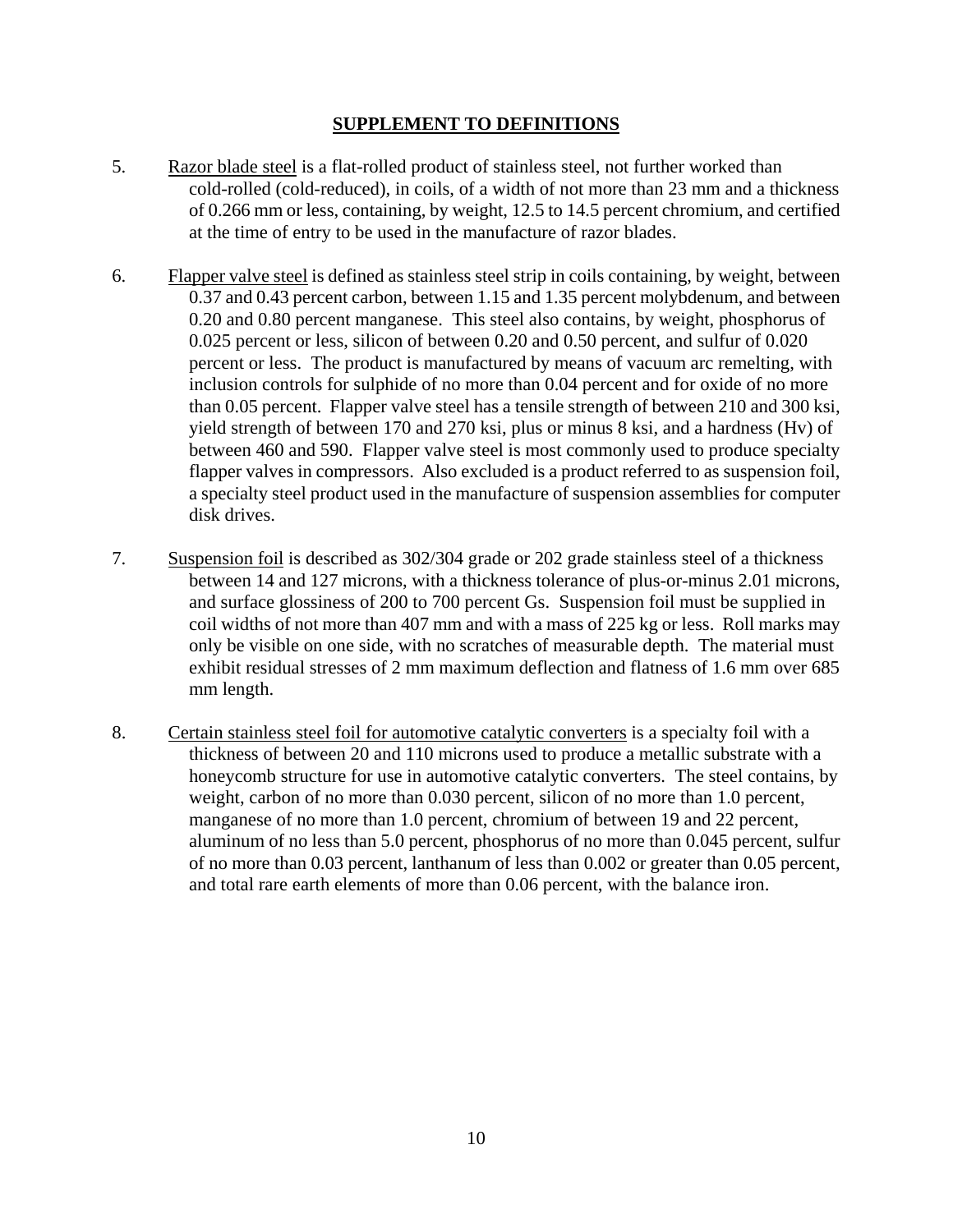## SUPPLEMENT TO DEFINITIONS

5. Razor blade steel is a flat-rolled product of stainless steel, not further worked than cold-rolled (cold-reduced), in coils, of a width of not more than 23 mm and a thickness of 0.266 mm or less, containing, by weight, 12.5 to 14.5 percent chromium, and certified at the time of entry to be used in the manufacture of razor blades.

6. Flapper valve steel is defined as stainless steel strip in coils containing, by weight, between 0.37 and 0.43 percent carbon, between 1.15 and 1.35 percent molybdenum, and between 0.20 and 0.80 percent manganese. This steel also contains, by weight, phosphorus of 0.025 percent or less, silicon of between 0.20 and 0.50 percent, and sulfur of 0.020 percent or less. The product is manufactured by means of vacuum arc remelting, with inclusion controls for sulphide of no more than 0.04 percent and for oxide of no more than 0.05 percent. Flapper valve steel has a tensile strength of between 210 and 300 ksi, yield strength of between 170 and 270 ksi, plus or minus 8 ksi, and a hardness (Hv) of between 460 and 590. Flapper valve steel is most commonly used to produce specialty flapper valves in compressors. Also excluded is a product referred to as suspension foil, a specialty steel product used in the manufacture of suspension assemblies for computer disk drives.

7. Suspension foil is described as 302/304 grade or 202 grade stainless steel of a thickness between 14 and 127 microns, with a thickness tolerance of plus-or-minus 2.01 microns, and surface glossiness of 200 to 700 percent Gs. Suspension foil must be supplied in coil widths of not more than 407 mm and with a mass of 225 kg or less. Roll marks may only be visible on one side, with no scratches of measurable depth. The material must exhibit residual stresses of 2 mm maximum deflection and flatness of 1.6 mm over 685 mm length.

8. Certain stainless steel foil for automotive catalytic converters is a specialty foil with a thickness of between 20 and 110 microns used to produce a metallic substrate with a honeycomb structure for use in automotive catalytic converters. The steel contains, by weight, carbon of no more than 0.030 percent, silicon of no more than 1.0 percent, manganese of no more than 1.0 percent, chromium of between 19 and 22 percent, aluminum of no less than 5.0 percent, phosphorus of no more than 0.045 percent, sulfur of no more than 0.03 percent, lanthanum of less than 0.002 or greater than 0.05 percent, and total rare earth elements of more than 0.06 percent, with the balance iron.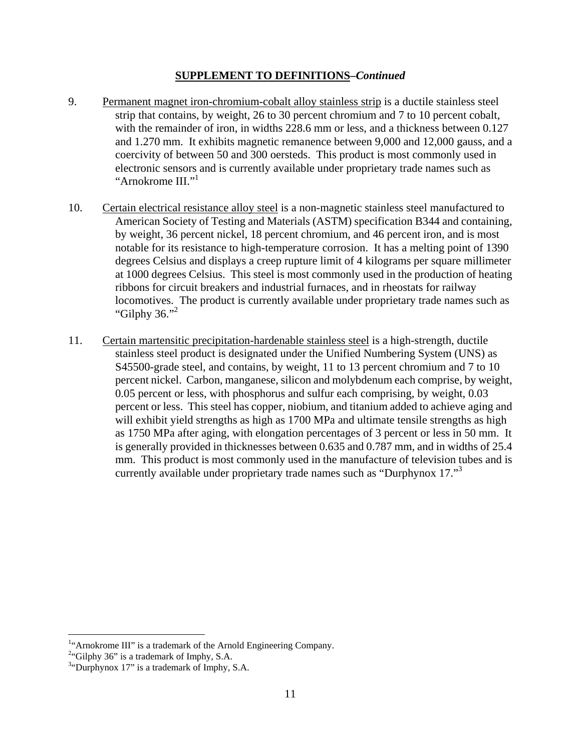**SUPPLEMENT TO DEFINITIONS–*Continued***

9. Permanent magnet iron-chromium-cobalt alloy stainless strip is a ductile stainless steel strip that contains, by weight, 26 to 30 percent chromium and 7 to 10 percent cobalt, with the remainder of iron, in widths 228.6 mm or less, and a thickness between 0.127 and 1.270 mm. It exhibits magnetic remanence between 9,000 and 12,000 gauss, and a coercivity of between 50 and 300 oersteds. This product is most commonly used in electronic sensors and is currently available under proprietary trade names such as "Arnokrome III."[1]

10. Certain electrical resistance alloy steel is a non-magnetic stainless steel manufactured to American Society of Testing and Materials (ASTM) specification B344 and containing, by weight, 36 percent nickel, 18 percent chromium, and 46 percent iron, and is most notable for its resistance to high-temperature corrosion. It has a melting point of 1390 degrees Celsius and displays a creep rupture limit of 4 kilograms per square millimeter at 1000 degrees Celsius. This steel is most commonly used in the production of heating ribbons for circuit breakers and industrial furnaces, and in rheostats for railway locomotives. The product is currently available under proprietary trade names such as "Gilphy 36."[2]

11. Certain martensitic precipitation-hardenable stainless steel is a high-strength, ductile stainless steel product is designated under the Unified Numbering System (UNS) as S45500-grade steel, and contains, by weight, 11 to 13 percent chromium and 7 to 10 percent nickel. Carbon, manganese, silicon and molybdenum each comprise, by weight, 0.05 percent or less, with phosphorus and sulfur each comprising, by weight, 0.03 percent or less. This steel has copper, niobium, and titanium added to achieve aging and will exhibit yield strengths as high as 1700 MPa and ultimate tensile strengths as high as 1750 MPa after aging, with elongation percentages of 3 percent or less in 50 mm. It is generally provided in thicknesses between 0.635 and 0.787 mm, and in widths of 25.4 mm. This product is most commonly used in the manufacture of television tubes and is currently available under proprietary trade names such as "Durphynox 17."[3]

---

[1] "Arnokrome III" is a trademark of the Arnold Engineering Company.

[2] "Gilphy 36" is a trademark of Imphy, S.A.

[3] "Durphynox 17" is a trademark of Imphy, S.A.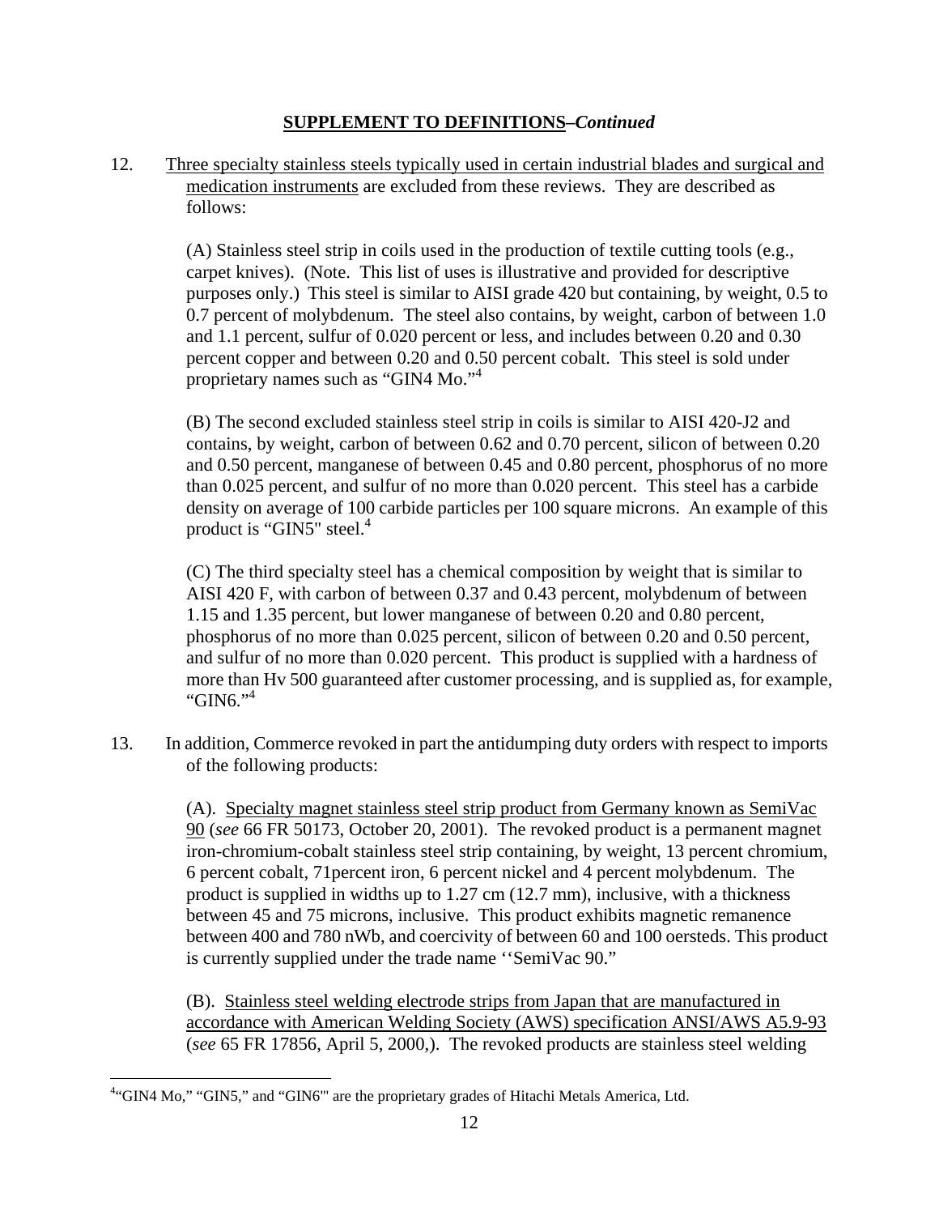**<u>SUPPLEMENT TO DEFINITIONS</u>–*Continued***

12. <u>Three specialty stainless steels typically used in certain industrial blades and surgical and medication instruments</u> are excluded from these reviews. They are described as follows:

    (A) Stainless steel strip in coils used in the production of textile cutting tools (e.g., carpet knives). (Note. This list of uses is illustrative and provided for descriptive purposes only.) This steel is similar to AISI grade 420 but containing, by weight, 0.5 to 0.7 percent of molybdenum. The steel also contains, by weight, carbon of between 1.0 and 1.1 percent, sulfur of 0.020 percent or less, and includes between 0.20 and 0.30 percent copper and between 0.20 and 0.50 percent cobalt. This steel is sold under proprietary names such as "GIN4 Mo."[4]

    (B) The second excluded stainless steel strip in coils is similar to AISI 420-J2 and contains, by weight, carbon of between 0.62 and 0.70 percent, silicon of between 0.20 and 0.50 percent, manganese of between 0.45 and 0.80 percent, phosphorus of no more than 0.025 percent, and sulfur of no more than 0.020 percent. This steel has a carbide density on average of 100 carbide particles per 100 square microns. An example of this product is "GIN5" steel.[4]

    (C) The third specialty steel has a chemical composition by weight that is similar to AISI 420 F, with carbon of between 0.37 and 0.43 percent, molybdenum of between 1.15 and 1.35 percent, but lower manganese of between 0.20 and 0.80 percent, phosphorus of no more than 0.025 percent, silicon of between 0.20 and 0.50 percent, and sulfur of no more than 0.020 percent. This product is supplied with a hardness of more than Hv 500 guaranteed after customer processing, and is supplied as, for example, "GIN6."[4]

13. In addition, Commerce revoked in part the antidumping duty orders with respect to imports of the following products:

    (A). <u>Specialty magnet stainless steel strip product from Germany known as SemiVac 90</u> (*see* 66 FR 50173, October 20, 2001). The revoked product is a permanent magnet iron-chromium-cobalt stainless steel strip containing, by weight, 13 percent chromium, 6 percent cobalt, 71percent iron, 6 percent nickel and 4 percent molybdenum. The product is supplied in widths up to 1.27 cm (12.7 mm), inclusive, with a thickness between 45 and 75 microns, inclusive. This product exhibits magnetic remanence between 400 and 780 nWb, and coercivity of between 60 and 100 oersteds. This product is currently supplied under the trade name ''SemiVac 90."

    (B). <u>Stainless steel welding electrode strips from Japan that are manufactured in accordance with American Welding Society (AWS) specification ANSI/AWS A5.9-93</u> (*see* 65 FR 17856, April 5, 2000,). The revoked products are stainless steel welding

---

[4] "GIN4 Mo," "GIN5," and "GIN6"' are the proprietary grades of Hitachi Metals America, Ltd.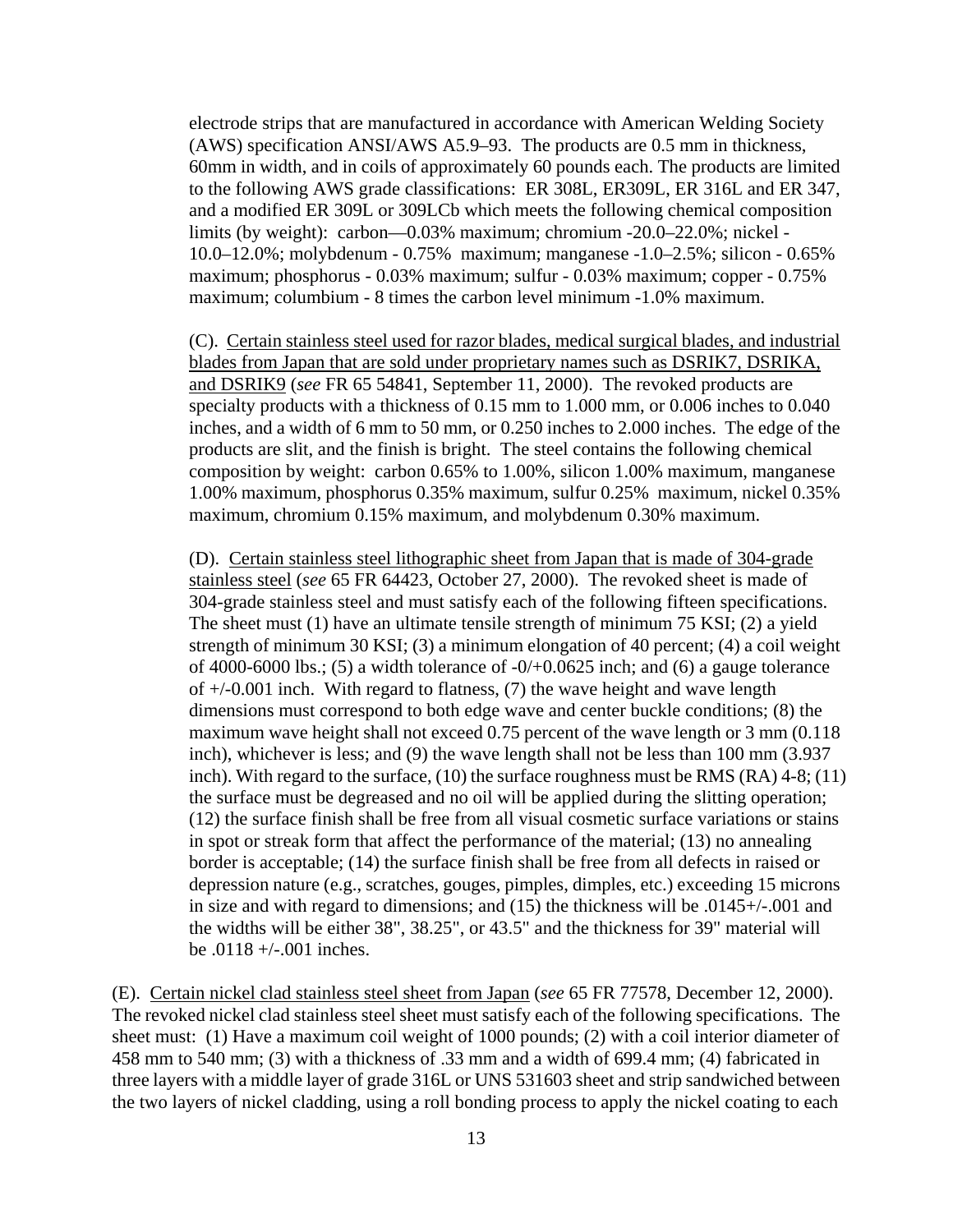electrode strips that are manufactured in accordance with American Welding Society (AWS) specification ANSI/AWS A5.9–93. The products are 0.5 mm in thickness, 60mm in width, and in coils of approximately 60 pounds each. The products are limited to the following AWS grade classifications: ER 308L, ER309L, ER 316L and ER 347, and a modified ER 309L or 309LCb which meets the following chemical composition limits (by weight): carbon—0.03% maximum; chromium -20.0–22.0%; nickel - 10.0–12.0%; molybdenum - 0.75% maximum; manganese -1.0–2.5%; silicon - 0.65% maximum; phosphorus - 0.03% maximum; sulfur - 0.03% maximum; copper - 0.75% maximum; columbium - 8 times the carbon level minimum -1.0% maximum.

(C). <u>Certain stainless steel used for razor blades, medical surgical blades, and industrial blades from Japan that are sold under proprietary names such as DSRIK7, DSRIKA, and DSRIK9</u> (*see* FR 65 54841, September 11, 2000). The revoked products are specialty products with a thickness of 0.15 mm to 1.000 mm, or 0.006 inches to 0.040 inches, and a width of 6 mm to 50 mm, or 0.250 inches to 2.000 inches. The edge of the products are slit, and the finish is bright. The steel contains the following chemical composition by weight: carbon 0.65% to 1.00%, silicon 1.00% maximum, manganese 1.00% maximum, phosphorus 0.35% maximum, sulfur 0.25% maximum, nickel 0.35% maximum, chromium 0.15% maximum, and molybdenum 0.30% maximum.

(D). <u>Certain stainless steel lithographic sheet from Japan that is made of 304-grade stainless steel</u> (*see* 65 FR 64423, October 27, 2000). The revoked sheet is made of 304-grade stainless steel and must satisfy each of the following fifteen specifications. The sheet must (1) have an ultimate tensile strength of minimum 75 KSI; (2) a yield strength of minimum 30 KSI; (3) a minimum elongation of 40 percent; (4) a coil weight of 4000-6000 lbs.; (5) a width tolerance of -0/+0.0625 inch; and (6) a gauge tolerance of +/-0.001 inch. With regard to flatness, (7) the wave height and wave length dimensions must correspond to both edge wave and center buckle conditions; (8) the maximum wave height shall not exceed 0.75 percent of the wave length or 3 mm (0.118 inch), whichever is less; and (9) the wave length shall not be less than 100 mm (3.937 inch). With regard to the surface, (10) the surface roughness must be RMS (RA) 4-8; (11) the surface must be degreased and no oil will be applied during the slitting operation; (12) the surface finish shall be free from all visual cosmetic surface variations or stains in spot or streak form that affect the performance of the material; (13) no annealing border is acceptable; (14) the surface finish shall be free from all defects in raised or depression nature (e.g., scratches, gouges, pimples, dimples, etc.) exceeding 15 microns in size and with regard to dimensions; and (15) the thickness will be .0145+/-.001 and the widths will be either 38", 38.25", or 43.5" and the thickness for 39" material will be .0118 +/-.001 inches.

(E). <u>Certain nickel clad stainless steel sheet from Japan</u> (*see* 65 FR 77578, December 12, 2000). The revoked nickel clad stainless steel sheet must satisfy each of the following specifications. The sheet must: (1) Have a maximum coil weight of 1000 pounds; (2) with a coil interior diameter of 458 mm to 540 mm; (3) with a thickness of .33 mm and a width of 699.4 mm; (4) fabricated in three layers with a middle layer of grade 316L or UNS 531603 sheet and strip sandwiched between the two layers of nickel cladding, using a roll bonding process to apply the nickel coating to each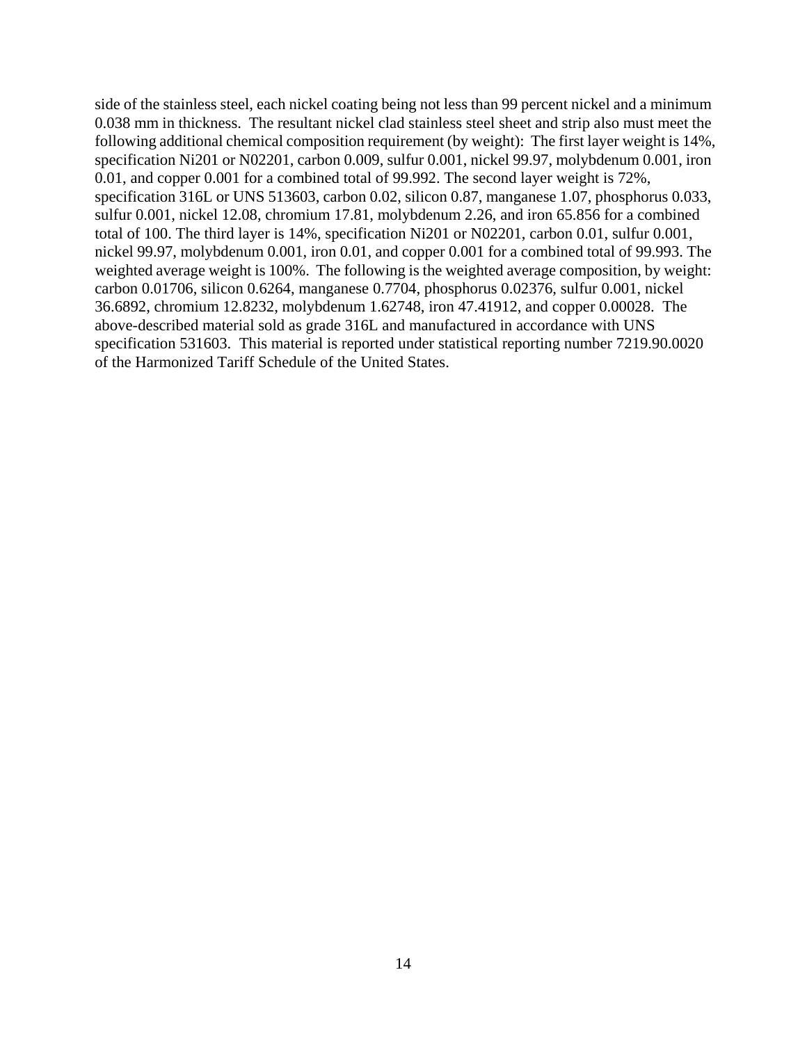side of the stainless steel, each nickel coating being not less than 99 percent nickel and a minimum 0.038 mm in thickness. The resultant nickel clad stainless steel sheet and strip also must meet the following additional chemical composition requirement (by weight): The first layer weight is 14%, specification Ni201 or N02201, carbon 0.009, sulfur 0.001, nickel 99.97, molybdenum 0.001, iron 0.01, and copper 0.001 for a combined total of 99.992. The second layer weight is 72%, specification 316L or UNS 513603, carbon 0.02, silicon 0.87, manganese 1.07, phosphorus 0.033, sulfur 0.001, nickel 12.08, chromium 17.81, molybdenum 2.26, and iron 65.856 for a combined total of 100. The third layer is 14%, specification Ni201 or N02201, carbon 0.01, sulfur 0.001, nickel 99.97, molybdenum 0.001, iron 0.01, and copper 0.001 for a combined total of 99.993. The weighted average weight is 100%. The following is the weighted average composition, by weight: carbon 0.01706, silicon 0.6264, manganese 0.7704, phosphorus 0.02376, sulfur 0.001, nickel 36.6892, chromium 12.8232, molybdenum 1.62748, iron 47.41912, and copper 0.00028. The above-described material sold as grade 316L and manufactured in accordance with UNS specification 531603. This material is reported under statistical reporting number 7219.90.0020 of the Harmonized Tariff Schedule of the United States.